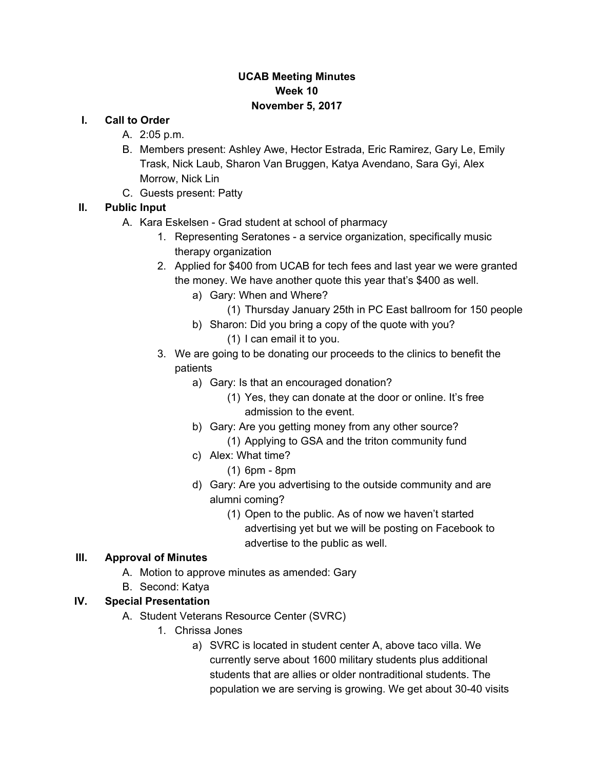**UCAB Meeting Minutes**
**Week 10**
**November 5, 2017**

**I. Call to Order**

A. 2:05 p.m.

B. Members present: Ashley Awe, Hector Estrada, Eric Ramirez, Gary Le, Emily Trask, Nick Laub, Sharon Van Bruggen, Katya Avendano, Sara Gyi, Alex Morrow, Nick Lin

C. Guests present: Patty

**II. Public Input**

A. Kara Eskelsen - Grad student at school of pharmacy

1. Representing Seratones - a service organization, specifically music therapy organization
2. Applied for $400 from UCAB for tech fees and last year we were granted the money. We have another quote this year that's $400 as well.
   a) Gary: When and Where?
      (1) Thursday January 25th in PC East ballroom for 150 people
   b) Sharon: Did you bring a copy of the quote with you?
      (1) I can email it to you.
3. We are going to be donating our proceeds to the clinics to benefit the patients
   a) Gary: Is that an encouraged donation?
      (1) Yes, they can donate at the door or online. It's free admission to the event.
   b) Gary: Are you getting money from any other source?
      (1) Applying to GSA and the triton community fund
   c) Alex: What time?
      (1) 6pm - 8pm
   d) Gary: Are you advertising to the outside community and are alumni coming?
      (1) Open to the public. As of now we haven't started advertising yet but we will be posting on Facebook to advertise to the public as well.

**III. Approval of Minutes**

A. Motion to approve minutes as amended: Gary

B. Second: Katya

**IV. Special Presentation**

A. Student Veterans Resource Center (SVRC)

1. Chrissa Jones
   a) SVRC is located in student center A, above taco villa. We currently serve about 1600 military students plus additional students that are allies or older nontraditional students. The population we are serving is growing. We get about 30-40 visits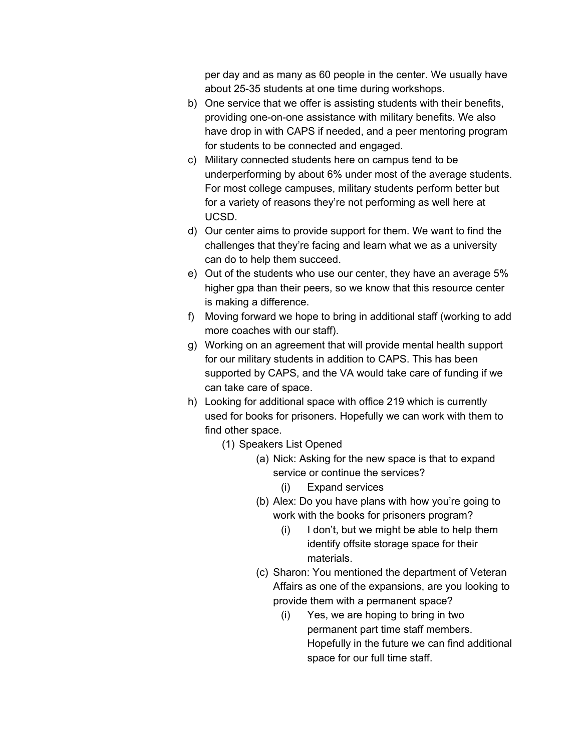per day and as many as 60 people in the center. We usually have about 25-35 students at one time during workshops.

b) One service that we offer is assisting students with their benefits, providing one-on-one assistance with military benefits. We also have drop in with CAPS if needed, and a peer mentoring program for students to be connected and engaged.

c) Military connected students here on campus tend to be underperforming by about 6% under most of the average students. For most college campuses, military students perform better but for a variety of reasons they're not performing as well here at UCSD.

d) Our center aims to provide support for them. We want to find the challenges that they're facing and learn what we as a university can do to help them succeed.

e) Out of the students who use our center, they have an average 5% higher gpa than their peers, so we know that this resource center is making a difference.

f) Moving forward we hope to bring in additional staff (working to add more coaches with our staff).

g) Working on an agreement that will provide mental health support for our military students in addition to CAPS. This has been supported by CAPS, and the VA would take care of funding if we can take care of space.

h) Looking for additional space with office 219 which is currently used for books for prisoners. Hopefully we can work with them to find other space.

   (1) Speakers List Opened

      (a) Nick: Asking for the new space is that to expand service or continue the services?

         (i) Expand services

      (b) Alex: Do you have plans with how you're going to work with the books for prisoners program?

         (i) I don't, but we might be able to help them identify offsite storage space for their materials.

      (c) Sharon: You mentioned the department of Veteran Affairs as one of the expansions, are you looking to provide them with a permanent space?

         (i) Yes, we are hoping to bring in two permanent part time staff members. Hopefully in the future we can find additional space for our full time staff.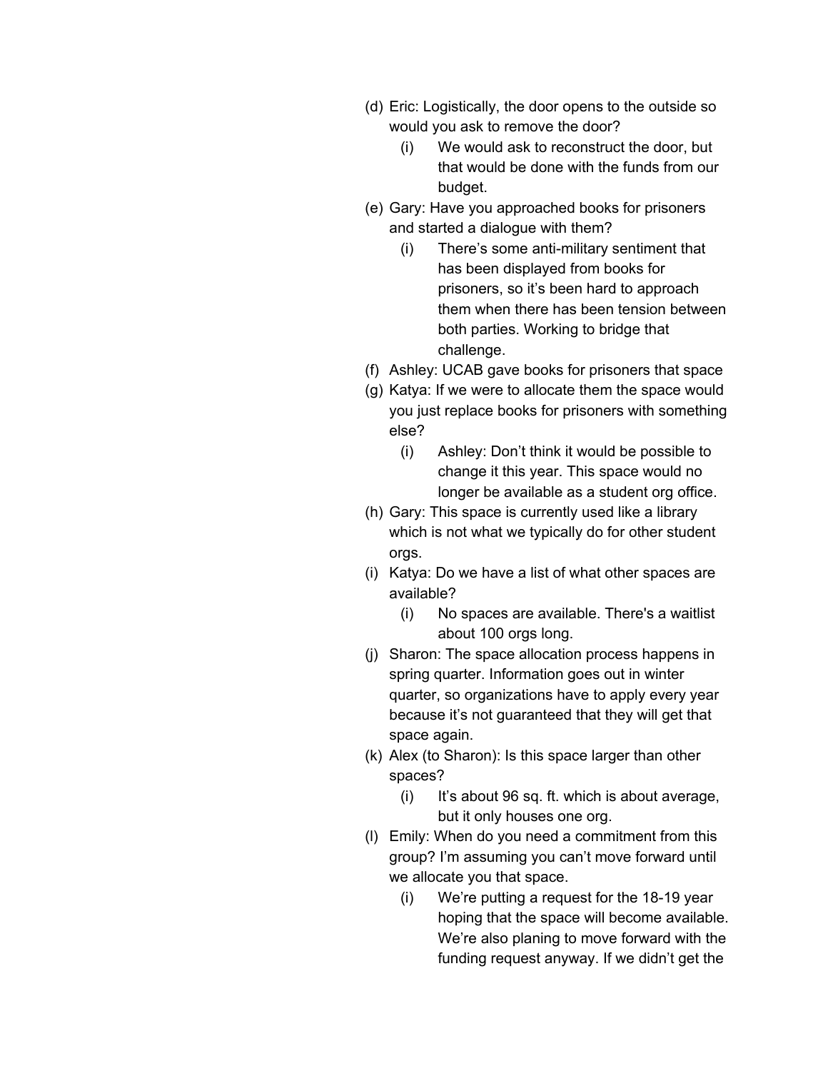(d) Eric: Logistically, the door opens to the outside so would you ask to remove the door?
   (i) We would ask to reconstruct the door, but that would be done with the funds from our budget.
(e) Gary: Have you approached books for prisoners and started a dialogue with them?
   (i) There's some anti-military sentiment that has been displayed from books for prisoners, so it's been hard to approach them when there has been tension between both parties. Working to bridge that challenge.
(f) Ashley: UCAB gave books for prisoners that space
(g) Katya: If we were to allocate them the space would you just replace books for prisoners with something else?
   (i) Ashley: Don't think it would be possible to change it this year. This space would no longer be available as a student org office.
(h) Gary: This space is currently used like a library which is not what we typically do for other student orgs.
(i) Katya: Do we have a list of what other spaces are available?
   (i) No spaces are available. There's a waitlist about 100 orgs long.
(j) Sharon: The space allocation process happens in spring quarter. Information goes out in winter quarter, so organizations have to apply every year because it's not guaranteed that they will get that space again.
(k) Alex (to Sharon): Is this space larger than other spaces?
   (i) It's about 96 sq. ft. which is about average, but it only houses one org.
(l) Emily: When do you need a commitment from this group? I'm assuming you can't move forward until we allocate you that space.
   (i) We're putting a request for the 18-19 year hoping that the space will become available. We're also planing to move forward with the funding request anyway. If we didn't get the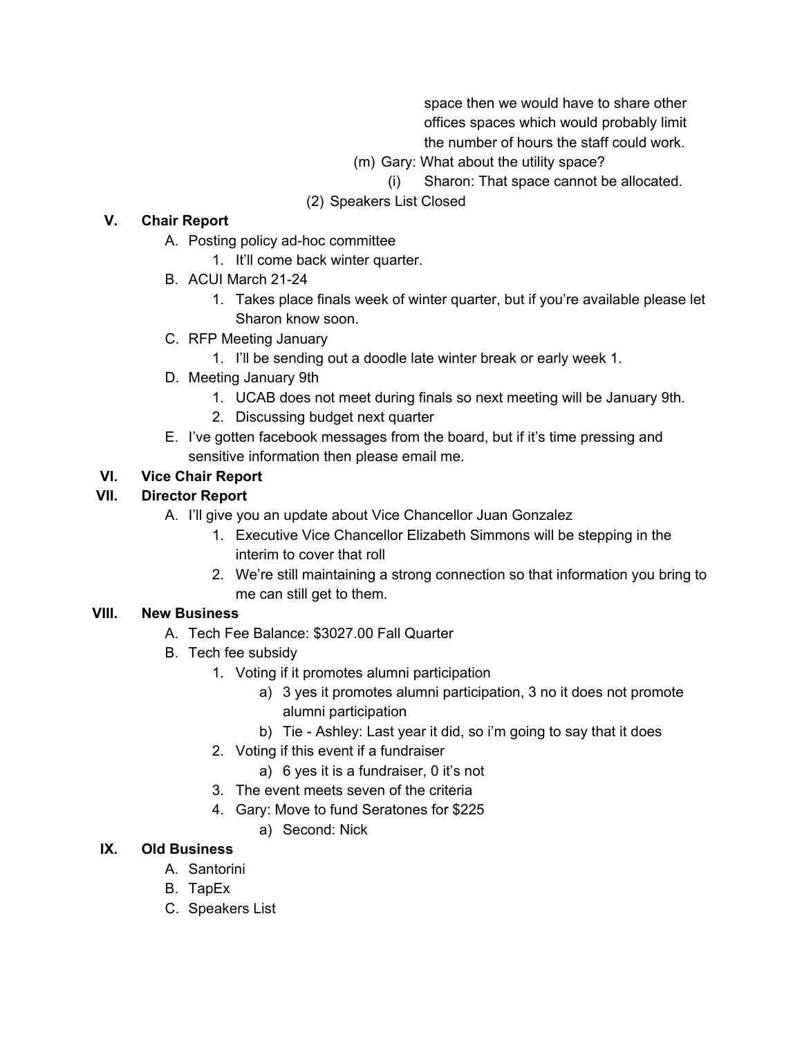space then we would have to share other offices spaces which would probably limit the number of hours the staff could work.

(m) Gary: What about the utility space?

(i) Sharon: That space cannot be allocated.

(2) Speakers List Closed

**V. Chair Report**

- A. Posting policy ad-hoc committee
  1. It'll come back winter quarter.
- B. ACUI March 21-24
  1. Takes place finals week of winter quarter, but if you're available please let Sharon know soon.
- C. RFP Meeting January
  1. I'll be sending out a doodle late winter break or early week 1.
- D. Meeting January 9th
  1. UCAB does not meet during finals so next meeting will be January 9th.
  2. Discussing budget next quarter
- E. I've gotten facebook messages from the board, but if it's time pressing and sensitive information then please email me.

**VI. Vice Chair Report**

**VII. Director Report**

- A. I'll give you an update about Vice Chancellor Juan Gonzalez
  1. Executive Vice Chancellor Elizabeth Simmons will be stepping in the interim to cover that roll
  2. We're still maintaining a strong connection so that information you bring to me can still get to them.

**VIII. New Business**

- A. Tech Fee Balance: $3027.00 Fall Quarter
- B. Tech fee subsidy
  1. Voting if it promotes alumni participation
     - a) 3 yes it promotes alumni participation, 3 no it does not promote alumni participation
     - b) Tie - Ashley: Last year it did, so i'm going to say that it does
  2. Voting if this event if a fundraiser
     - a) 6 yes it is a fundraiser, 0 it's not
  3. The event meets seven of the criteria
  4. Gary: Move to fund Seratones for $225
     - a) Second: Nick

**IX. Old Business**

- A. Santorini
- B. TapEx
- C. Speakers List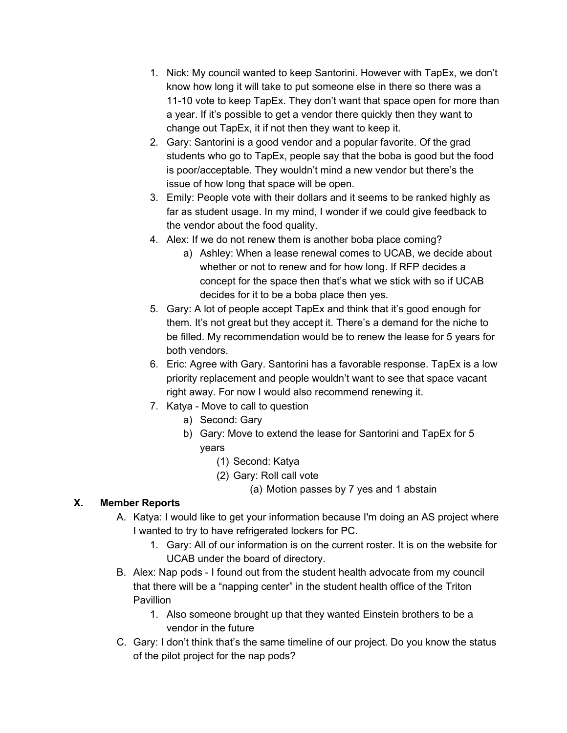1. Nick: My council wanted to keep Santorini. However with TapEx, we don't know how long it will take to put someone else in there so there was a 11-10 vote to keep TapEx. They don't want that space open for more than a year. If it's possible to get a vendor there quickly then they want to change out TapEx, it if not then they want to keep it.
2. Gary: Santorini is a good vendor and a popular favorite. Of the grad students who go to TapEx, people say that the boba is good but the food is poor/acceptable. They wouldn't mind a new vendor but there's the issue of how long that space will be open.
3. Emily: People vote with their dollars and it seems to be ranked highly as far as student usage. In my mind, I wonder if we could give feedback to the vendor about the food quality.
4. Alex: If we do not renew them is another boba place coming?
    a) Ashley: When a lease renewal comes to UCAB, we decide about whether or not to renew and for how long. If RFP decides a concept for the space then that's what we stick with so if UCAB decides for it to be a boba place then yes.
5. Gary: A lot of people accept TapEx and think that it's good enough for them. It's not great but they accept it. There's a demand for the niche to be filled. My recommendation would be to renew the lease for 5 years for both vendors.
6. Eric: Agree with Gary. Santorini has a favorable response. TapEx is a low priority replacement and people wouldn't want to see that space vacant right away. For now I would also recommend renewing it.
7. Katya - Move to call to question
    a) Second: Gary
    b) Gary: Move to extend the lease for Santorini and TapEx for 5 years
        (1) Second: Katya
        (2) Gary: Roll call vote
            (a) Motion passes by 7 yes and 1 abstain

## X. Member Reports

A. Katya: I would like to get your information because I'm doing an AS project where I wanted to try to have refrigerated lockers for PC.
    1. Gary: All of our information is on the current roster. It is on the website for UCAB under the board of directory.

B. Alex: Nap pods - I found out from the student health advocate from my council that there will be a "napping center" in the student health office of the Triton Pavillion
    1. Also someone brought up that they wanted Einstein brothers to be a vendor in the future

C. Gary: I don't think that's the same timeline of our project. Do you know the status of the pilot project for the nap pods?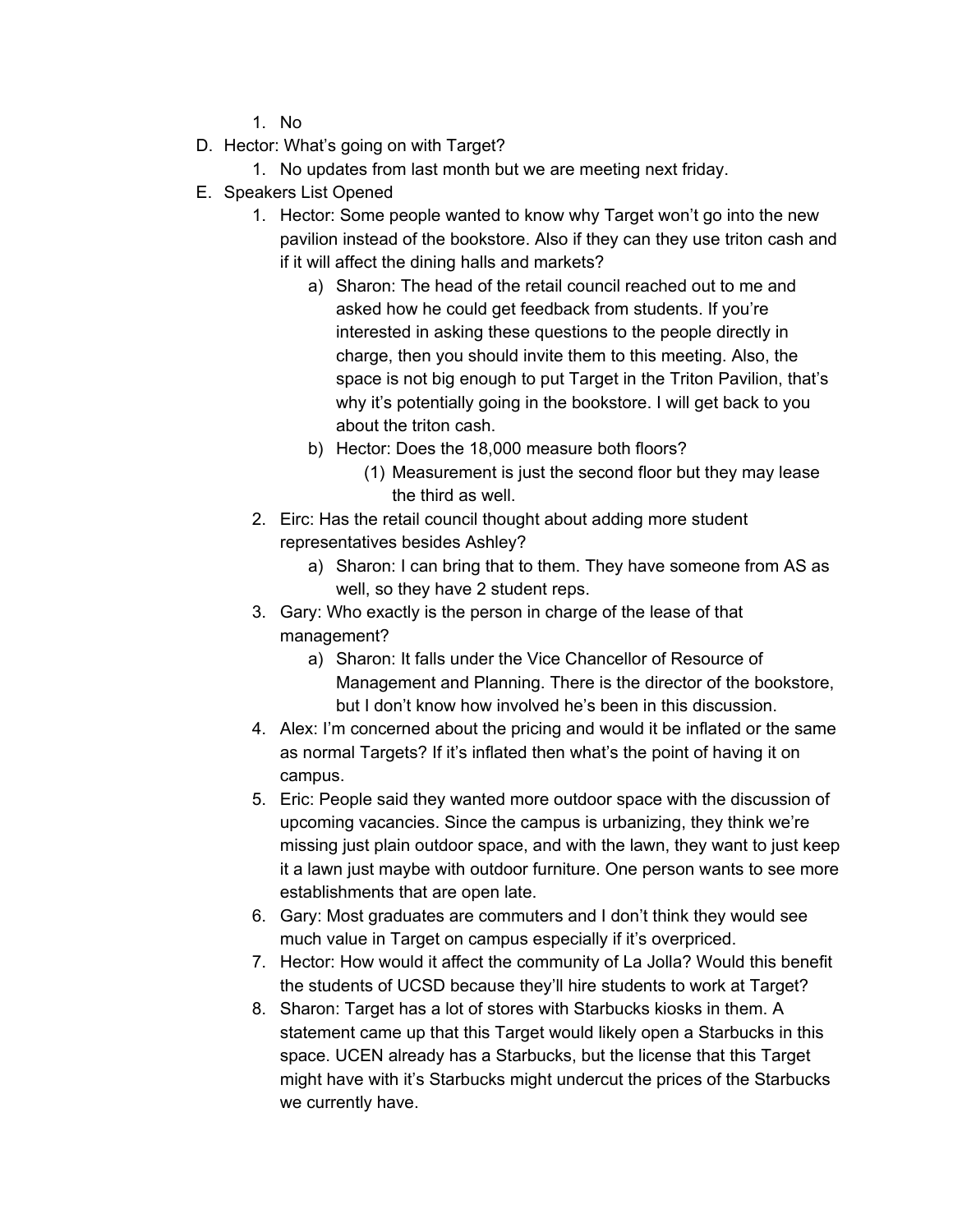1. No

D. Hector: What's going on with Target?
   1. No updates from last month but we are meeting next friday.

E. Speakers List Opened
   1. Hector: Some people wanted to know why Target won't go into the new pavilion instead of the bookstore. Also if they can they use triton cash and if it will affect the dining halls and markets?
      a) Sharon: The head of the retail council reached out to me and asked how he could get feedback from students. If you're interested in asking these questions to the people directly in charge, then you should invite them to this meeting. Also, the space is not big enough to put Target in the Triton Pavilion, that's why it's potentially going in the bookstore. I will get back to you about the triton cash.
      b) Hector: Does the 18,000 measure both floors?
         (1) Measurement is just the second floor but they may lease the third as well.
   2. Eirc: Has the retail council thought about adding more student representatives besides Ashley?
      a) Sharon: I can bring that to them. They have someone from AS as well, so they have 2 student reps.
   3. Gary: Who exactly is the person in charge of the lease of that management?
      a) Sharon: It falls under the Vice Chancellor of Resource of Management and Planning. There is the director of the bookstore, but I don't know how involved he's been in this discussion.
   4. Alex: I'm concerned about the pricing and would it be inflated or the same as normal Targets? If it's inflated then what's the point of having it on campus.
   5. Eric: People said they wanted more outdoor space with the discussion of upcoming vacancies. Since the campus is urbanizing, they think we're missing just plain outdoor space, and with the lawn, they want to just keep it a lawn just maybe with outdoor furniture. One person wants to see more establishments that are open late.
   6. Gary: Most graduates are commuters and I don't think they would see much value in Target on campus especially if it's overpriced.
   7. Hector: How would it affect the community of La Jolla? Would this benefit the students of UCSD because they'll hire students to work at Target?
   8. Sharon: Target has a lot of stores with Starbucks kiosks in them. A statement came up that this Target would likely open a Starbucks in this space. UCEN already has a Starbucks, but the license that this Target might have with it's Starbucks might undercut the prices of the Starbucks we currently have.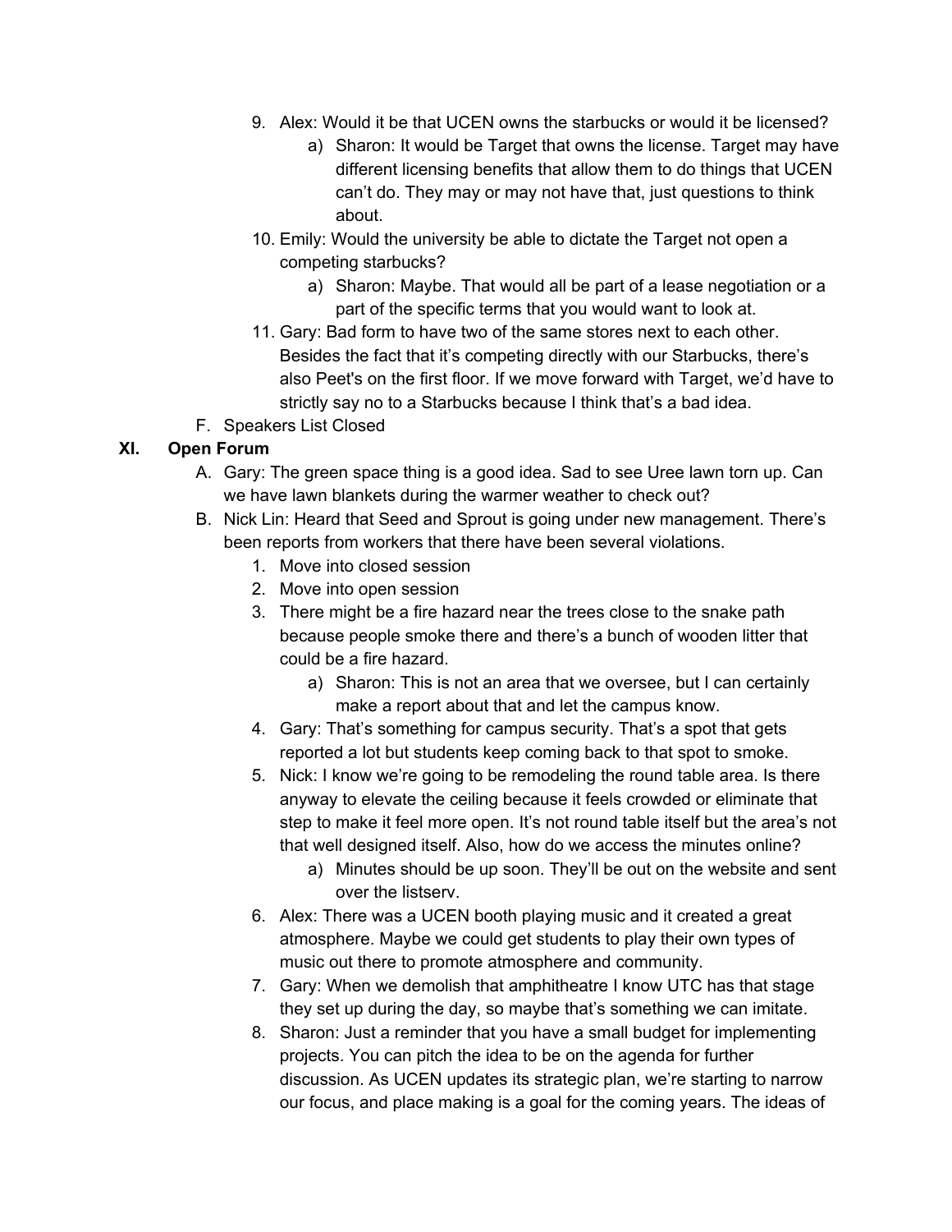9. Alex: Would it be that UCEN owns the starbucks or would it be licensed?
    a) Sharon: It would be Target that owns the license. Target may have different licensing benefits that allow them to do things that UCEN can't do. They may or may not have that, just questions to think about.
10. Emily: Would the university be able to dictate the Target not open a competing starbucks?
    a) Sharon: Maybe. That would all be part of a lease negotiation or a part of the specific terms that you would want to look at.
11. Gary: Bad form to have two of the same stores next to each other. Besides the fact that it's competing directly with our Starbucks, there's also Peet's on the first floor. If we move forward with Target, we'd have to strictly say no to a Starbucks because I think that's a bad idea.

F. Speakers List Closed

## XI. Open Forum

A. Gary: The green space thing is a good idea. Sad to see Uree lawn torn up. Can we have lawn blankets during the warmer weather to check out?

B. Nick Lin: Heard that Seed and Sprout is going under new management. There's been reports from workers that there have been several violations.
1. Move into closed session
2. Move into open session
3. There might be a fire hazard near the trees close to the snake path because people smoke there and there's a bunch of wooden litter that could be a fire hazard.
    a) Sharon: This is not an area that we oversee, but I can certainly make a report about that and let the campus know.
4. Gary: That's something for campus security. That's a spot that gets reported a lot but students keep coming back to that spot to smoke.
5. Nick: I know we're going to be remodeling the round table area. Is there anyway to elevate the ceiling because it feels crowded or eliminate that step to make it feel more open. It's not round table itself but the area's not that well designed itself. Also, how do we access the minutes online?
    a) Minutes should be up soon. They'll be out on the website and sent over the listserv.
6. Alex: There was a UCEN booth playing music and it created a great atmosphere. Maybe we could get students to play their own types of music out there to promote atmosphere and community.
7. Gary: When we demolish that amphitheatre I know UTC has that stage they set up during the day, so maybe that's something we can imitate.
8. Sharon: Just a reminder that you have a small budget for implementing projects. You can pitch the idea to be on the agenda for further discussion. As UCEN updates its strategic plan, we're starting to narrow our focus, and place making is a goal for the coming years. The ideas of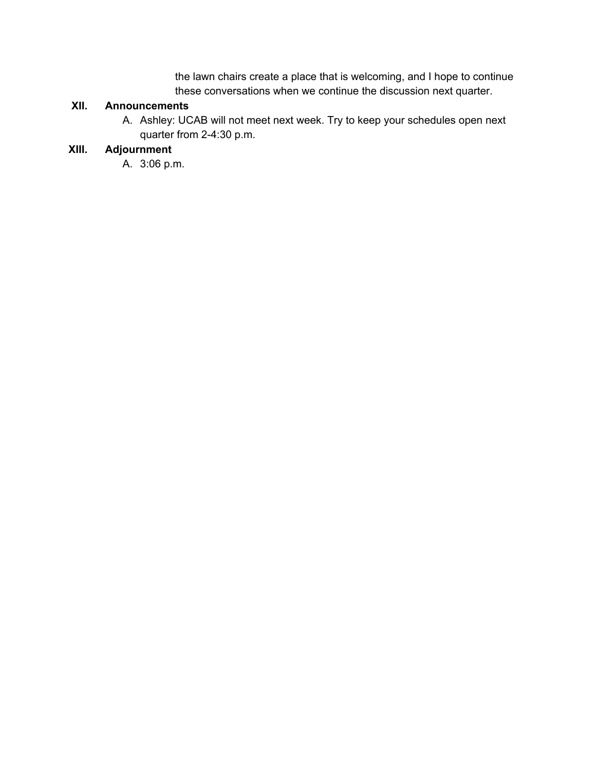the lawn chairs create a place that is welcoming, and I hope to continue these conversations when we continue the discussion next quarter.

XII. **Announcements**

   A. Ashley: UCAB will not meet next week. Try to keep your schedules open next quarter from 2-4:30 p.m.

XIII. **Adjournment**

   A. 3:06 p.m.